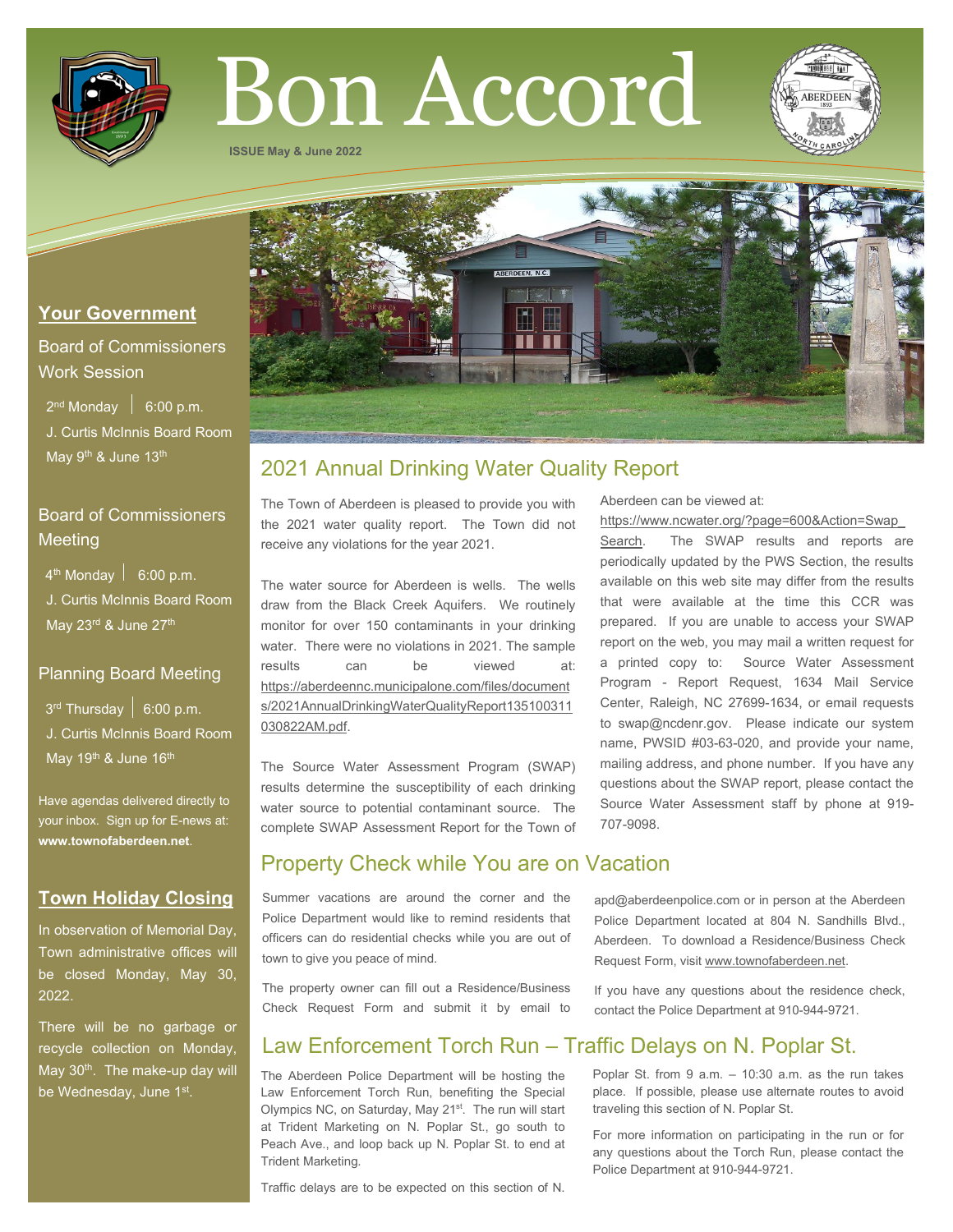# Bon Accord

**ISSUE May & June 2022**

## Your Government

### Board of Commissioners Work Session

2nd Monday | 6:00 p.m.
J. Curtis McInnis Board Room
May 9th & June 13th

### Board of Commissioners Meeting

4th Monday | 6:00 p.m.
J. Curtis McInnis Board Room
May 23rd & June 27th

### Planning Board Meeting

3rd Thursday | 6:00 p.m.
J. Curtis McInnis Board Room
May 19th & June 16th

Have agendas delivered directly to your inbox. Sign up for E-news at: **www.townofaberdeen.net**.

## Town Holiday Closing

In observation of Memorial Day, Town administrative offices will be closed Monday, May 30, 2022.

There will be no garbage or recycle collection on Monday, May 30th. The make-up day will be Wednesday, June 1st.

## 2021 Annual Drinking Water Quality Report

The Town of Aberdeen is pleased to provide you with the 2021 water quality report. The Town did not receive any violations for the year 2021.

The water source for Aberdeen is wells. The wells draw from the Black Creek Aquifers. We routinely monitor for over 150 contaminants in your drinking water. There were no violations in 2021. The sample results can be viewed at: https://aberdeennc.municipalone.com/files/documents/2021AnnualDrinkingWaterQualityReport135100311030822AM.pdf.

The Source Water Assessment Program (SWAP) results determine the susceptibility of each drinking water source to potential contaminant source. The complete SWAP Assessment Report for the Town of Aberdeen can be viewed at: https://www.ncwater.org/?page=600&Action=Swap_Search. The SWAP results and reports are periodically updated by the PWS Section, the results available on this web site may differ from the results that were available at the time this CCR was prepared. If you are unable to access your SWAP report on the web, you may mail a written request for a printed copy to: Source Water Assessment Program - Report Request, 1634 Mail Service Center, Raleigh, NC 27699-1634, or email requests to swap@ncdenr.gov. Please indicate our system name, PWSID #03-63-020, and provide your name, mailing address, and phone number. If you have any questions about the SWAP report, please contact the Source Water Assessment staff by phone at 919-707-9098.

## Property Check while You are on Vacation

Summer vacations are around the corner and the Police Department would like to remind residents that officers can do residential checks while you are out of town to give you peace of mind.

The property owner can fill out a Residence/Business Check Request Form and submit it by email to apd@aberdeenpolice.com or in person at the Aberdeen Police Department located at 804 N. Sandhills Blvd., Aberdeen. To download a Residence/Business Check Request Form, visit www.townofaberdeen.net.

If you have any questions about the residence check, contact the Police Department at 910-944-9721.

## Law Enforcement Torch Run – Traffic Delays on N. Poplar St.

The Aberdeen Police Department will be hosting the Law Enforcement Torch Run, benefiting the Special Olympics NC, on Saturday, May 21st. The run will start at Trident Marketing on N. Poplar St., go south to Peach Ave., and loop back up N. Poplar St. to end at Trident Marketing.

Traffic delays are to be expected on this section of N. Poplar St. from 9 a.m. – 10:30 a.m. as the run takes place. If possible, please use alternate routes to avoid traveling this section of N. Poplar St.

For more information on participating in the run or for any questions about the Torch Run, please contact the Police Department at 910-944-9721.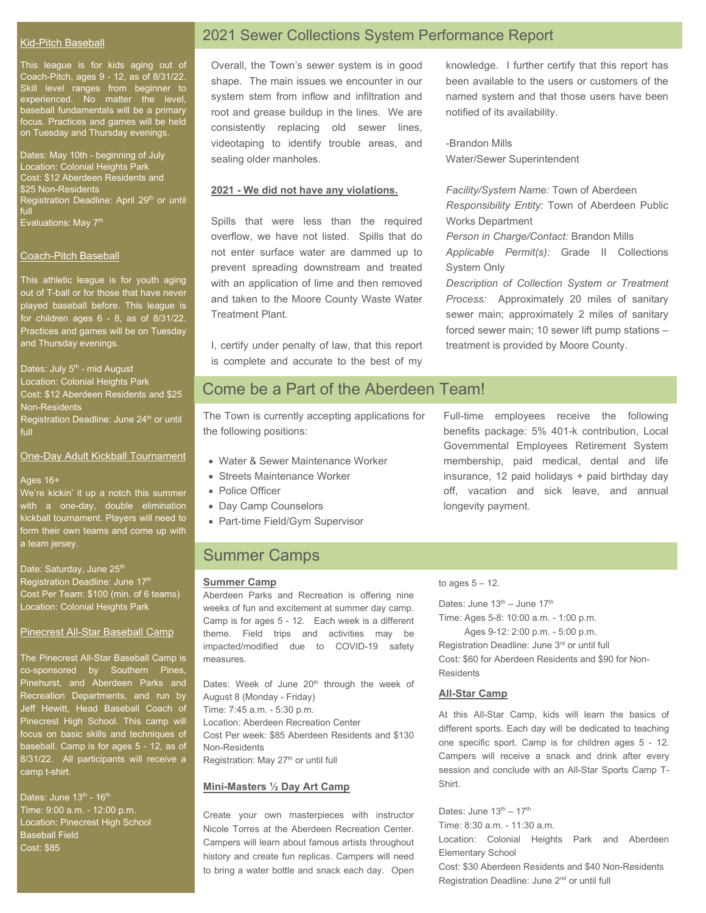### Kid-Pitch Baseball

This league is for kids aging out of Coach-Pitch, ages 9 - 12, as of 8/31/22. Skill level ranges from beginner to experienced. No matter the level, baseball fundamentals will be a primary focus. Practices and games will be held on Tuesday and Thursday evenings.

Dates: May 10th - beginning of July
Location: Colonial Heights Park
Cost: $12 Aberdeen Residents and $25 Non-Residents
Registration Deadline: April 29th or until full
Evaluations: May 7th

### Coach-Pitch Baseball

This athletic league is for youth aging out of T-ball or for those that have never played baseball before. This league is for children ages 6 - 8, as of 8/31/22. Practices and games will be on Tuesday and Thursday evenings.

Dates: July 5th - mid August
Location: Colonial Heights Park
Cost: $12 Aberdeen Residents and $25 Non-Residents
Registration Deadline: June 24th or until full

### One-Day Adult Kickball Tournament

Ages 16+
We're kickin' it up a notch this summer with a one-day, double elimination kickball tournament. Players will need to form their own teams and come up with a team jersey.

Date: Saturday, June 25th
Registration Deadline: June 17th
Cost Per Team: $100 (min. of 6 teams)
Location: Colonial Heights Park

### Pinecrest All-Star Baseball Camp

The Pinecrest All-Star Baseball Camp is co-sponsored by Southern Pines, Pinehurst, and Aberdeen Parks and Recreation Departments, and run by Jeff Hewitt, Head Baseball Coach of Pinecrest High School. This camp will focus on basic skills and techniques of baseball. Camp is for ages 5 - 12, as of 8/31/22. All participants will receive a camp t-shirt.

Dates: June 13th - 16th
Time: 9:00 a.m. - 12:00 p.m.
Location: Pinecrest High School Baseball Field
Cost: $85

## 2021 Sewer Collections System Performance Report

Overall, the Town's sewer system is in good shape. The main issues we encounter in our system stem from inflow and infiltration and root and grease buildup in the lines. We are consistently replacing old sewer lines, videotaping to identify trouble areas, and sealing older manholes.

**2021 - We did not have any violations.**

Spills that were less than the required overflow, we have not listed. Spills that do not enter surface water are dammed up to prevent spreading downstream and treated with an application of lime and then removed and taken to the Moore County Waste Water Treatment Plant.

I, certify under penalty of law, that this report is complete and accurate to the best of my knowledge. I further certify that this report has been available to the users or customers of the named system and that those users have been notified of its availability.

-Brandon Mills
Water/Sewer Superintendent

*Facility/System Name:* Town of Aberdeen
*Responsibility Entity:* Town of Aberdeen Public Works Department
*Person in Charge/Contact:* Brandon Mills
*Applicable Permit(s):* Grade II Collections System Only
*Description of Collection System or Treatment Process:* Approximately 20 miles of sanitary sewer main; approximately 2 miles of sanitary forced sewer main; 10 sewer lift pump stations – treatment is provided by Moore County.

## Come be a Part of the Aberdeen Team!

The Town is currently accepting applications for the following positions:

- Water & Sewer Maintenance Worker
- Streets Maintenance Worker
- Police Officer
- Day Camp Counselors
- Part-time Field/Gym Supervisor

Full-time employees receive the following benefits package: 5% 401-k contribution, Local Governmental Employees Retirement System membership, paid medical, dental and life insurance, 12 paid holidays + paid birthday day off, vacation and sick leave, and annual longevity payment.

## Summer Camps

**Summer Camp**

Aberdeen Parks and Recreation is offering nine weeks of fun and excitement at summer day camp. Camp is for ages 5 - 12. Each week is a different theme. Field trips and activities may be impacted/modified due to COVID-19 safety measures.

Dates: Week of June 20th through the week of August 8 (Monday - Friday)
Time: 7:45 a.m. - 5:30 p.m.
Location: Aberdeen Recreation Center
Cost Per week: $85 Aberdeen Residents and $130 Non-Residents
Registration: May 27th or until full

**Mini-Masters ½ Day Art Camp**

Create your own masterpieces with instructor Nicole Torres at the Aberdeen Recreation Center. Campers will learn about famous artists throughout history and create fun replicas. Campers will need to bring a water bottle and snack each day. Open to ages 5 – 12.

Dates: June 13th – June 17th
Time: Ages 5-8: 10:00 a.m. - 1:00 p.m.
Ages 9-12: 2:00 p.m. - 5:00 p.m.
Registration Deadline: June 3rd or until full
Cost: $60 for Aberdeen Residents and $90 for Non-Residents

**All-Star Camp**

At this All-Star Camp, kids will learn the basics of different sports. Each day will be dedicated to teaching one specific sport. Camp is for children ages 5 - 12. Campers will receive a snack and drink after every session and conclude with an All-Star Sports Camp T-Shirt.

Dates: June 13th – 17th
Time: 8:30 a.m. - 11:30 a.m.
Location: Colonial Heights Park and Aberdeen Elementary School
Cost: $30 Aberdeen Residents and $40 Non-Residents
Registration Deadline: June 2nd or until full